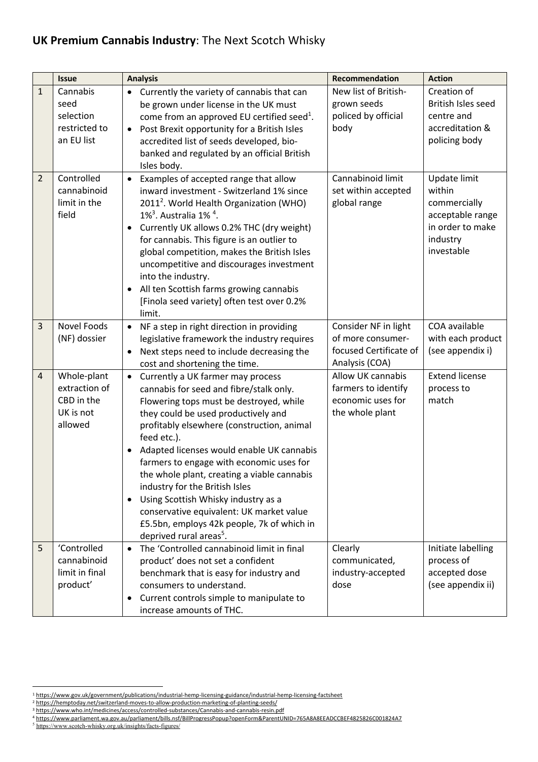**UK Premium Cannabis Industry**: The Next Scotch Whisky

| | Issue | Analysis | Recommendation | Action |
|---|---|---|---|---|
| 1 | Cannabis seed selection restricted to an EU list | • Currently the variety of cannabis that can be grown under license in the UK must come from an approved EU certified seed[1].<br>• Post Brexit opportunity for a British Isles accredited list of seeds developed, bio-banked and regulated by an official British Isles body. | New list of British-grown seeds policed by official body | Creation of British Isles seed centre and accreditation & policing body |
| 2 | Controlled cannabinoid limit in the field | • Examples of accepted range that allow inward investment - Switzerland 1% since 2011[2]. World Health Organization (WHO) 1%[3]. Australia 1% [4].<br>• Currently UK allows 0.2% THC (dry weight) for cannabis. This figure is an outlier to global competition, makes the British Isles uncompetitive and discourages investment into the industry.<br>• All ten Scottish farms growing cannabis [Finola seed variety] often test over 0.2% limit. | Cannabinoid limit set within accepted global range | Update limit within commercially acceptable range in order to make industry investable |
| 3 | Novel Foods (NF) dossier | • NF a step in right direction in providing legislative framework the industry requires<br>• Next steps need to include decreasing the cost and shortening the time. | Consider NF in light of more consumer-focused Certificate of Analysis (COA) | COA available with each product (see appendix i) |
| 4 | Whole-plant extraction of CBD in the UK is not allowed | • Currently a UK farmer may process cannabis for seed and fibre/stalk only. Flowering tops must be destroyed, while they could be used productively and profitably elsewhere (construction, animal feed etc.).<br>• Adapted licenses would enable UK cannabis farmers to engage with economic uses for the whole plant, creating a viable cannabis industry for the British Isles<br>• Using Scottish Whisky industry as a conservative equivalent: UK market value £5.5bn, employs 42k people, 7k of which in deprived rural areas[5]. | Allow UK cannabis farmers to identify economic uses for the whole plant | Extend license process to match |
| 5 | 'Controlled cannabinoid limit in final product' | • The 'Controlled cannabinoid limit in final product' does not set a confident benchmark that is easy for industry and consumers to understand.<br>• Current controls simple to manipulate to increase amounts of THC. | Clearly communicated, industry-accepted dose | Initiate labelling process of accepted dose (see appendix ii) |

[1] https://www.gov.uk/government/publications/industrial-hemp-licensing-guidance/industrial-hemp-licensing-factsheet
[2] https://hemptoday.net/switzerland-moves-to-allow-production-marketing-of-planting-seeds/
[3] https://www.who.int/medicines/access/controlled-substances/Cannabis-and-cannabis-resin.pdf
[4] https://www.parliament.wa.gov.au/parliament/bills.nsf/BillProgressPopup?openForm&ParentUNID=765A8A8EEADCCBEF4825826C001824A7
[5] https://www.scotch-whisky.org.uk/insights/facts-figures/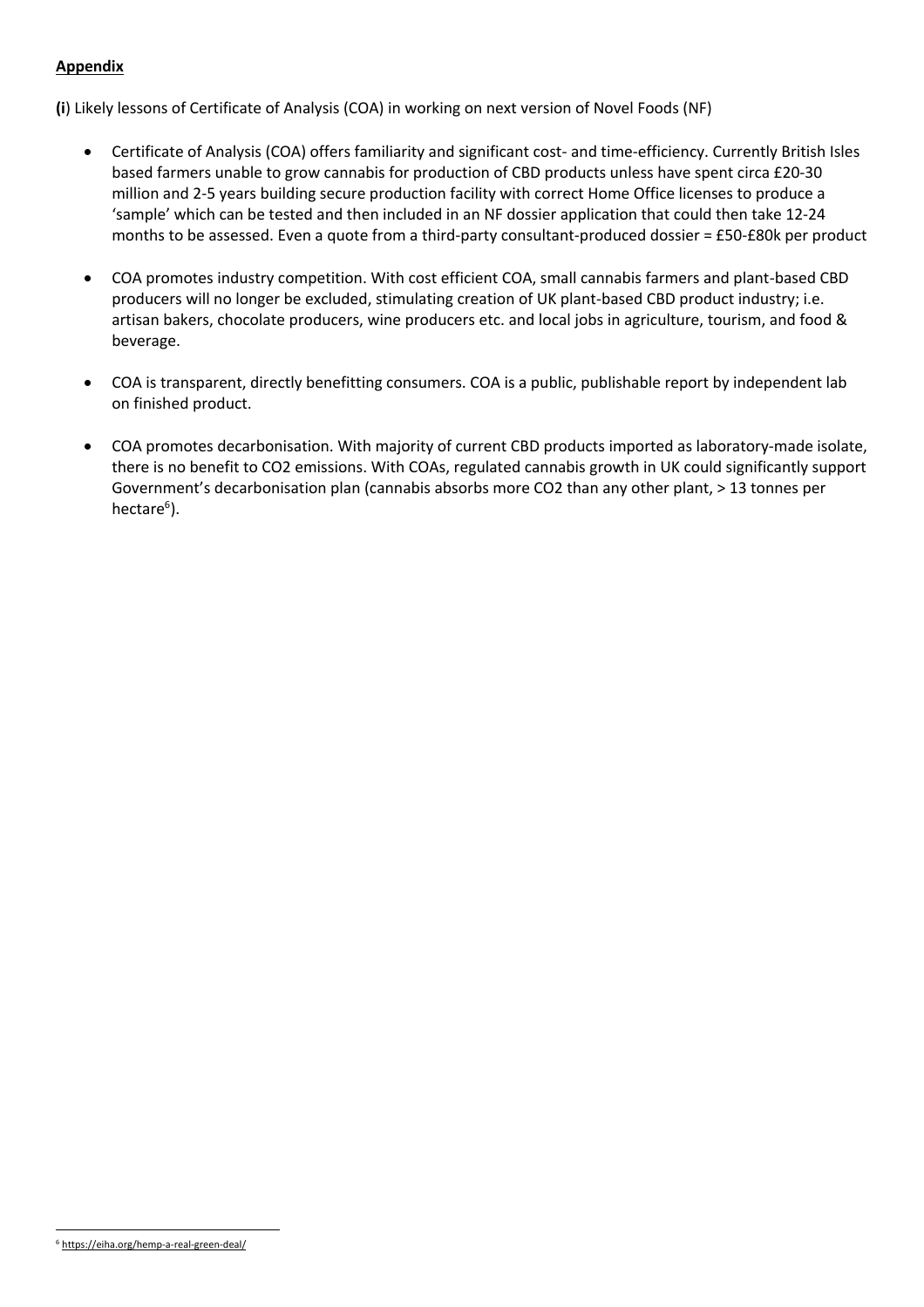**Appendix**

**(i**) Likely lessons of Certificate of Analysis (COA) in working on next version of Novel Foods (NF)

- Certificate of Analysis (COA) offers familiarity and significant cost- and time-efficiency. Currently British Isles based farmers unable to grow cannabis for production of CBD products unless have spent circa £20-30 million and 2-5 years building secure production facility with correct Home Office licenses to produce a 'sample' which can be tested and then included in an NF dossier application that could then take 12-24 months to be assessed. Even a quote from a third-party consultant-produced dossier = £50-£80k per product

- COA promotes industry competition. With cost efficient COA, small cannabis farmers and plant-based CBD producers will no longer be excluded, stimulating creation of UK plant-based CBD product industry; i.e. artisan bakers, chocolate producers, wine producers etc. and local jobs in agriculture, tourism, and food & beverage.

- COA is transparent, directly benefitting consumers. COA is a public, publishable report by independent lab on finished product.

- COA promotes decarbonisation. With majority of current CBD products imported as laboratory-made isolate, there is no benefit to CO2 emissions. With COAs, regulated cannabis growth in UK could significantly support Government's decarbonisation plan (cannabis absorbs more CO2 than any other plant, > 13 tonnes per hectare[6]).

[6] https://eiha.org/hemp-a-real-green-deal/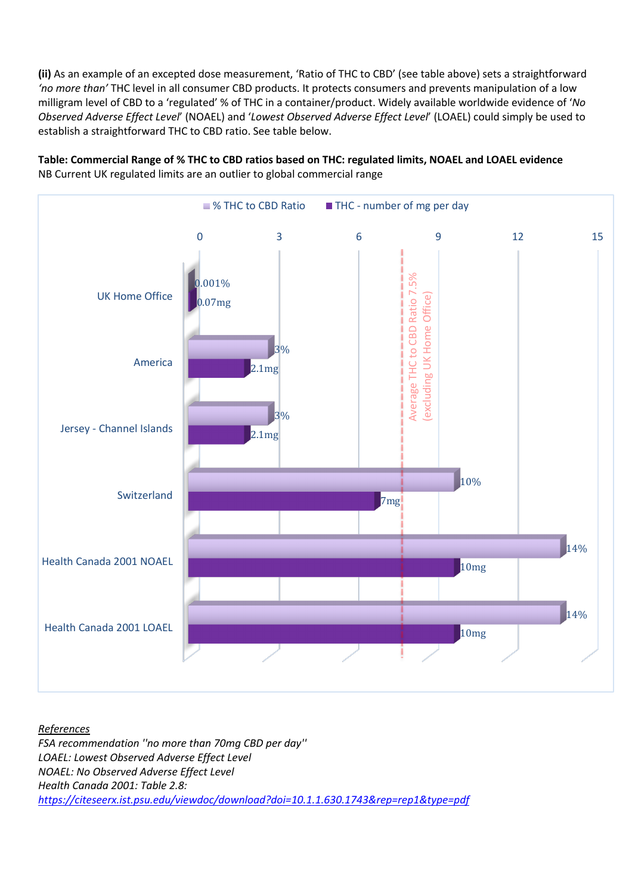**(ii)** As an example of an excepted dose measurement, 'Ratio of THC to CBD' (see table above) sets a straightforward *'no more than'* THC level in all consumer CBD products. It protects consumers and prevents manipulation of a low milligram level of CBD to a 'regulated' % of THC in a container/product. Widely available worldwide evidence of '*No Observed Adverse Effect Level*' (NOAEL) and '*Lowest Observed Adverse Effect Level*' (LOAEL) could simply be used to establish a straightforward THC to CBD ratio. See table below.

**Table: Commercial Range of % THC to CBD ratios based on THC: regulated limits, NOAEL and LOAEL evidence**
NB Current UK regulated limits are an outlier to global commercial range

% THC to CBD Ratio
THC - number of mg per day

0
3
6
9
12
15

UK Home Office
0.001%
0.07mg

America
3%
2.1mg

Jersey - Channel Islands
3%
2.1mg

Switzerland
10%
7mg

Health Canada 2001 NOAEL
14%
10mg

Health Canada 2001 LOAEL
14%
10mg

Average THC to CBD Ratio 7.5% (excluding UK Home Office)

*References*
*FSA recommendation ''no more than 70mg CBD per day''*
*LOAEL: Lowest Observed Adverse Effect Level*
*NOAEL: No Observed Adverse Effect Level*
*Health Canada 2001: Table 2.8:*
*https://citeseerx.ist.psu.edu/viewdoc/download?doi=10.1.1.630.1743&rep=rep1&type=pdf*